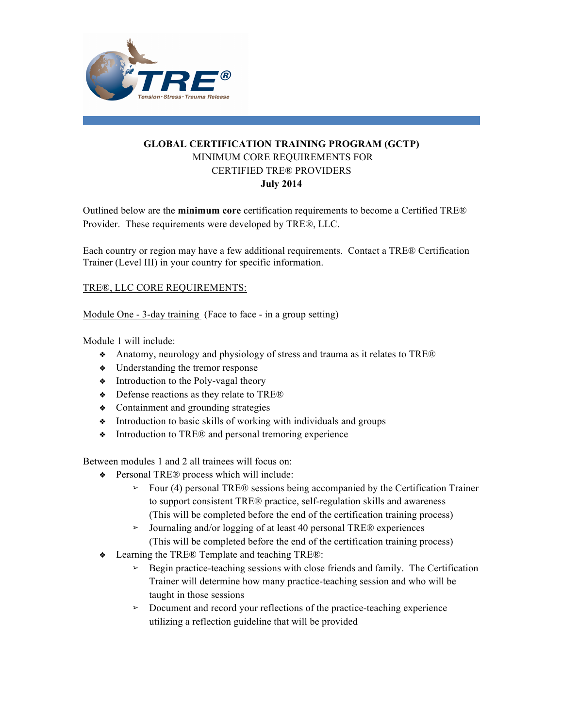# GLOBAL CERTIFICATION TRAINING PROGRAM (GCTP)

MINIMUM CORE REQUIREMENTS FOR

CERTIFIED TRE® PROVIDERS

**July 2014**

Outlined below are the **minimum core** certification requirements to become a Certified TRE® Provider. These requirements were developed by TRE®, LLC.

Each country or region may have a few additional requirements. Contact a TRE® Certification Trainer (Level III) in your country for specific information.

## TRE®, LLC CORE REQUIREMENTS:

Module One - 3-day training (Face to face - in a group setting)

Module 1 will include:

- Anatomy, neurology and physiology of stress and trauma as it relates to TRE®
- Understanding the tremor response
- Introduction to the Poly-vagal theory
- Defense reactions as they relate to TRE®
- Containment and grounding strategies
- Introduction to basic skills of working with individuals and groups
- Introduction to TRE® and personal tremoring experience

Between modules 1 and 2 all trainees will focus on:

- Personal TRE® process which will include:
  - Four (4) personal TRE® sessions being accompanied by the Certification Trainer to support consistent TRE® practice, self-regulation skills and awareness (This will be completed before the end of the certification training process)
  - Journaling and/or logging of at least 40 personal TRE® experiences (This will be completed before the end of the certification training process)
- Learning the TRE® Template and teaching TRE®:
  - Begin practice-teaching sessions with close friends and family. The Certification Trainer will determine how many practice-teaching session and who will be taught in those sessions
  - Document and record your reflections of the practice-teaching experience utilizing a reflection guideline that will be provided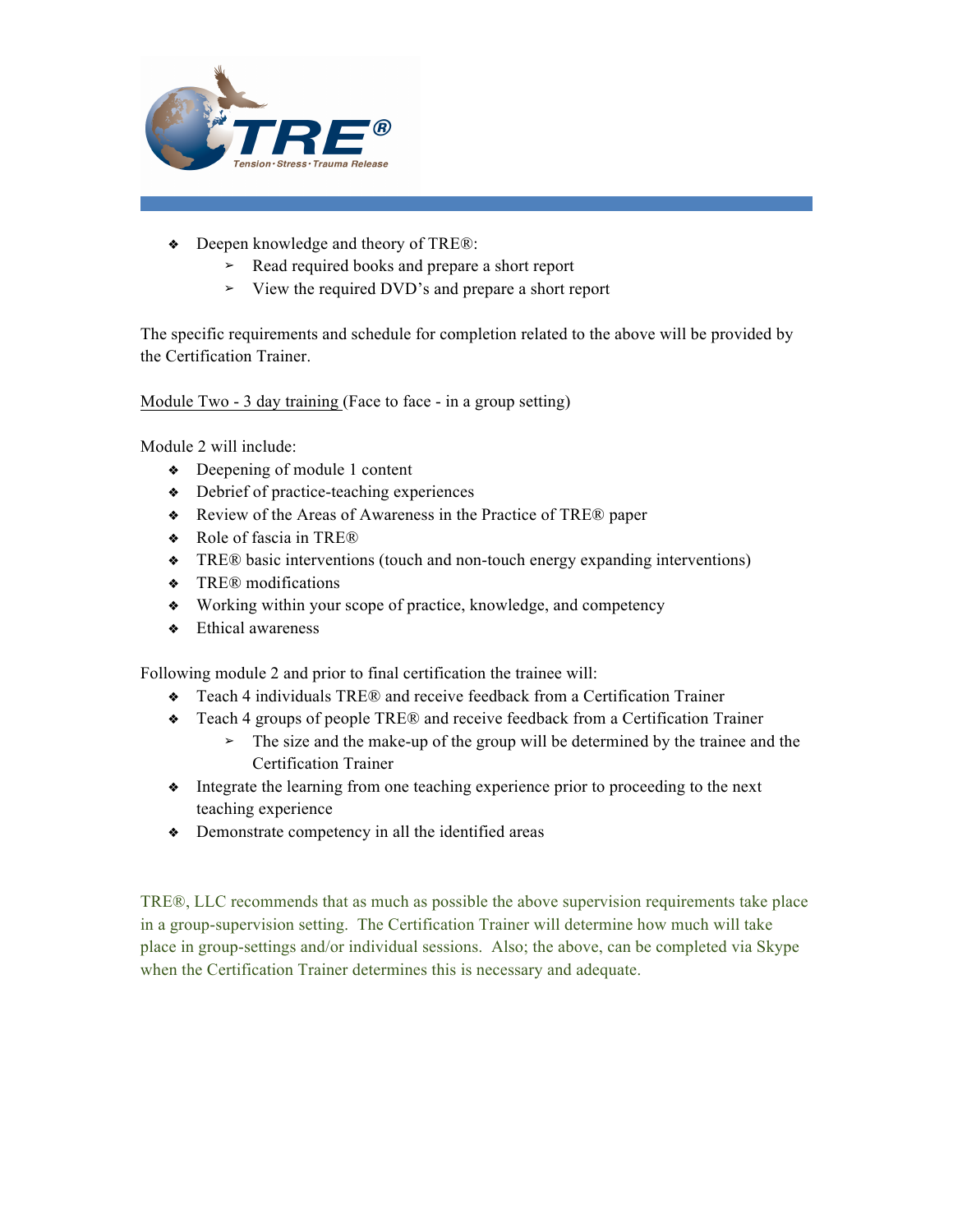- Deepen knowledge and theory of TRE®:
  - Read required books and prepare a short report
  - View the required DVD's and prepare a short report

The specific requirements and schedule for completion related to the above will be provided by the Certification Trainer.

<u>Module Two - 3 day training</u> (Face to face - in a group setting)

Module 2 will include:

- Deepening of module 1 content
- Debrief of practice-teaching experiences
- Review of the Areas of Awareness in the Practice of TRE® paper
- Role of fascia in TRE®
- TRE® basic interventions (touch and non-touch energy expanding interventions)
- TRE® modifications
- Working within your scope of practice, knowledge, and competency
- Ethical awareness

Following module 2 and prior to final certification the trainee will:

- Teach 4 individuals TRE® and receive feedback from a Certification Trainer
- Teach 4 groups of people TRE® and receive feedback from a Certification Trainer
  - The size and the make-up of the group will be determined by the trainee and the Certification Trainer
- Integrate the learning from one teaching experience prior to proceeding to the next teaching experience
- Demonstrate competency in all the identified areas

TRE®, LLC recommends that as much as possible the above supervision requirements take place in a group-supervision setting. The Certification Trainer will determine how much will take place in group-settings and/or individual sessions. Also; the above, can be completed via Skype when the Certification Trainer determines this is necessary and adequate.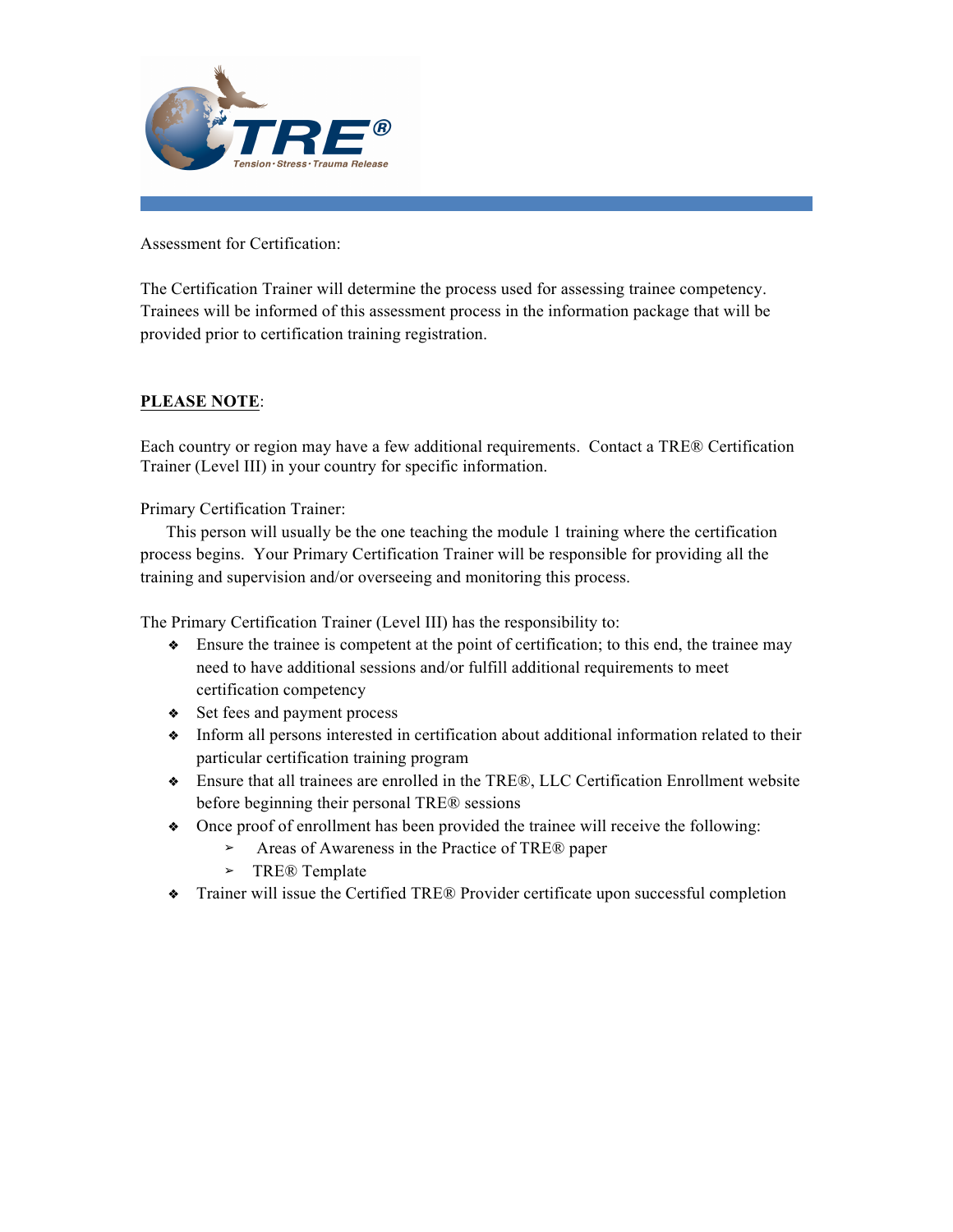Assessment for Certification:

The Certification Trainer will determine the process used for assessing trainee competency. Trainees will be informed of this assessment process in the information package that will be provided prior to certification training registration.

**PLEASE NOTE**:

Each country or region may have a few additional requirements. Contact a TRE® Certification Trainer (Level III) in your country for specific information.

Primary Certification Trainer:

This person will usually be the one teaching the module 1 training where the certification process begins. Your Primary Certification Trainer will be responsible for providing all the training and supervision and/or overseeing and monitoring this process.

The Primary Certification Trainer (Level III) has the responsibility to:

- Ensure the trainee is competent at the point of certification; to this end, the trainee may need to have additional sessions and/or fulfill additional requirements to meet certification competency
- Set fees and payment process
- Inform all persons interested in certification about additional information related to their particular certification training program
- Ensure that all trainees are enrolled in the TRE®, LLC Certification Enrollment website before beginning their personal TRE® sessions
- Once proof of enrollment has been provided the trainee will receive the following:
    - Areas of Awareness in the Practice of TRE® paper
    - TRE® Template
- Trainer will issue the Certified TRE® Provider certificate upon successful completion